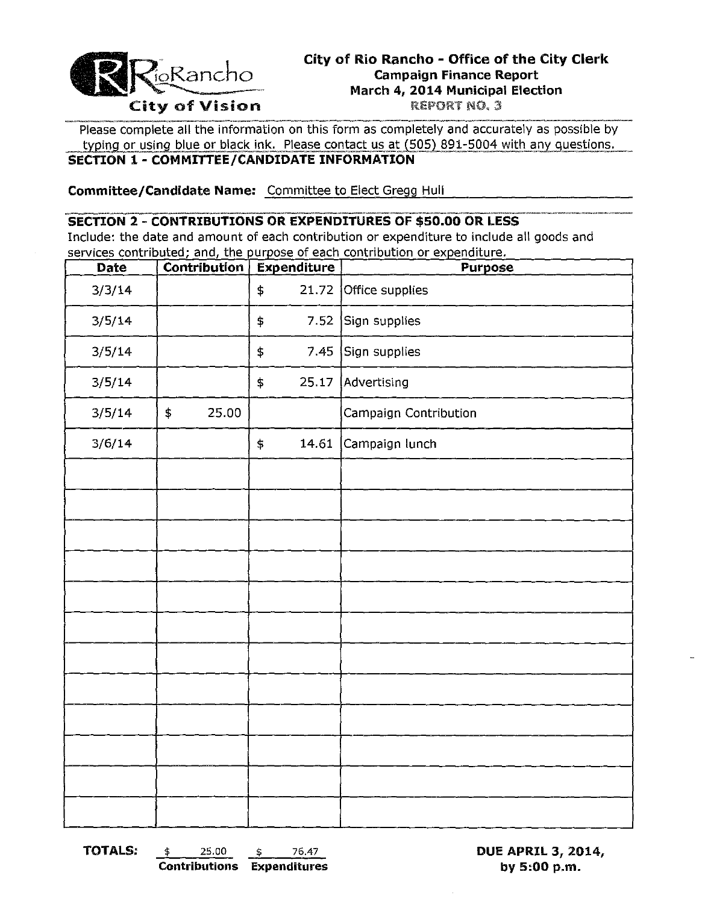RioRancho
City of Vision

# City of Rio Rancho - Office of the City Clerk
## Campaign Finance Report
## March 4, 2014 Municipal Election
REPORT NO. 3

Please complete all the information on this form as completely and accurately as possible by typing or using blue or black ink. Please contact us at (505) 891-5004 with any questions.

**SECTION 1 - COMMITTEE/CANDIDATE INFORMATION**

**Committee/Candidate Name:** Committee to Elect Gregg Hull

**SECTION 2 - CONTRIBUTIONS OR EXPENDITURES OF $50.00 OR LESS**

Include: the date and amount of each contribution or expenditure to include all goods and services contributed; and, the purpose of each contribution or expenditure.

| Date | Contribution | Expenditure | Purpose |
|---|---|---|---|
| 3/3/14 | | $ 21.72 | Office supplies |
| 3/5/14 | | $ 7.52 | Sign supplies |
| 3/5/14 | | $ 7.45 | Sign supplies |
| 3/5/14 | | $ 25.17 | Advertising |
| 3/5/14 | $ 25.00 | | Campaign Contribution |
| 3/6/14 | | $ 14.61 | Campaign lunch |
| | | | |
| | | | |
| | | | |
| | | | |
| | | | |
| | | | |
| | | | |
| | | | |
| | | | |
| | | | |
| | | | |
| | | | |

**TOTALS:** $ 25.00 Contributions $ 76.47 Expenditures

**DUE APRIL 3, 2014, by 5:00 p.m.**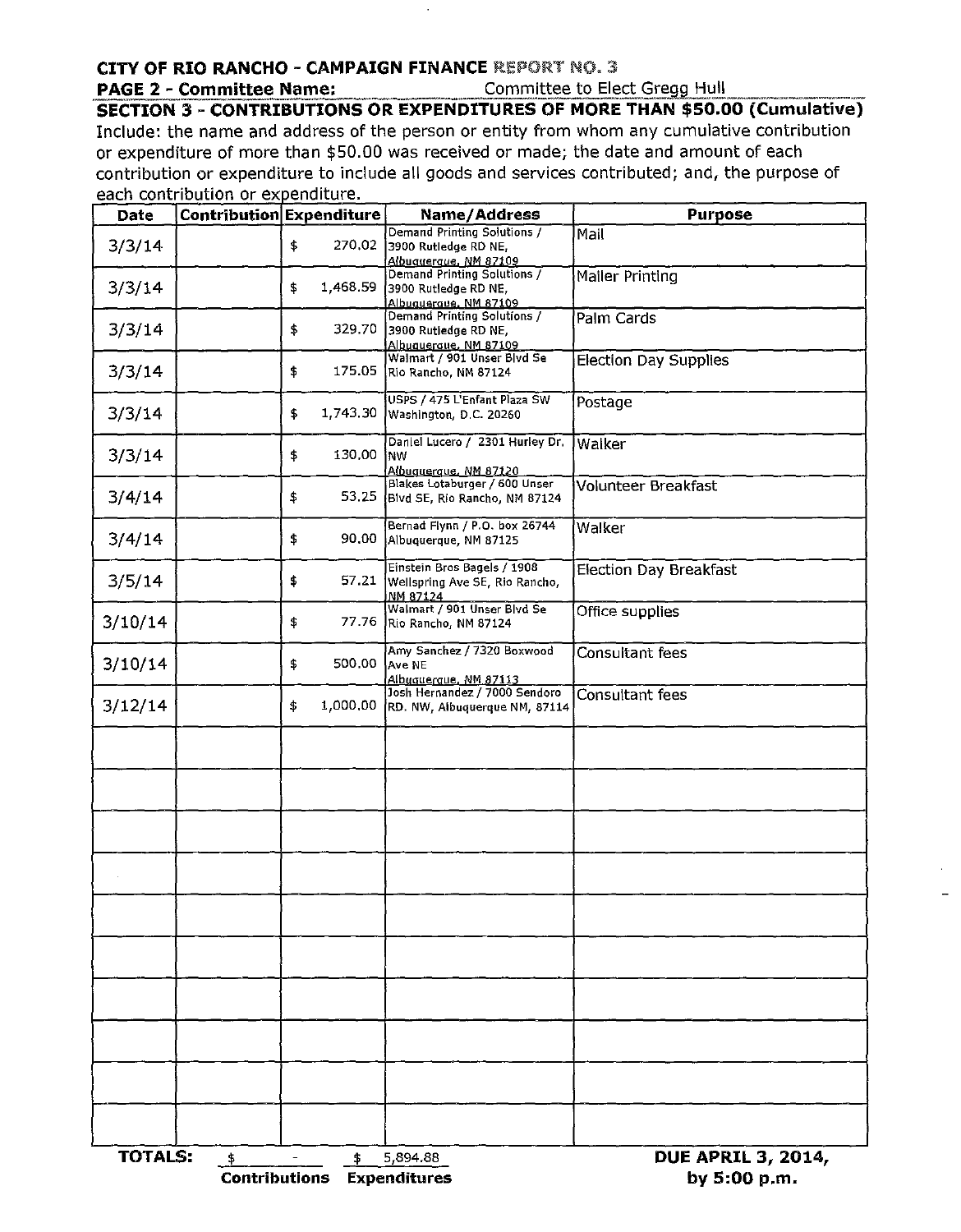**CITY OF RIO RANCHO - CAMPAIGN FINANCE REPORT NO. 3**

**PAGE 2 - Committee Name:** Committee to Elect Gregg Hull

**SECTION 3 - CONTRIBUTIONS OR EXPENDITURES OF MORE THAN $50.00 (Cumulative)**

Include: the name and address of the person or entity from whom any cumulative contribution or expenditure of more than $50.00 was received or made; the date and amount of each contribution or expenditure to include all goods and services contributed; and, the purpose of each contribution or expenditure.

| Date | Contribution | Expenditure | Name/Address | Purpose |
|---|---|---|---|---|
| 3/3/14 | | $ 270.02 | Demand Printing Solutions / 3900 Rutledge RD NE, Albuquerque, NM 87109 | Mail |
| 3/3/14 | | $ 1,468.59 | Demand Printing Solutions / 3900 Rutledge RD NE, Albuquerque, NM 87109 | Mailer Printing |
| 3/3/14 | | $ 329.70 | Demand Printing Solutions / 3900 Rutledge RD NE, Albuquerque, NM 87109 | Palm Cards |
| 3/3/14 | | $ 175.05 | Walmart / 901 Unser Blvd Se Rio Rancho, NM 87124 | Election Day Supplies |
| 3/3/14 | | $ 1,743.30 | USPS / 475 L'Enfant Plaza SW Washington, D.C. 20260 | Postage |
| 3/3/14 | | $ 130.00 | Daniel Lucero / 2301 Hurley Dr. NW Albuquerque, NM 87120 | Walker |
| 3/4/14 | | $ 53.25 | Blakes Lotaburger / 600 Unser Blvd SE, Rio Rancho, NM 87124 | Volunteer Breakfast |
| 3/4/14 | | $ 90.00 | Bernad Flynn / P.O. box 26744 Albuquerque, NM 87125 | Walker |
| 3/5/14 | | $ 57.21 | Einstein Bros Bagels / 1908 Wellspring Ave SE, Rio Rancho, NM 87124 | Election Day Breakfast |
| 3/10/14 | | $ 77.76 | Walmart / 901 Unser Blvd Se Rio Rancho, NM 87124 | Office supplies |
| 3/10/14 | | $ 500.00 | Amy Sanchez / 7320 Boxwood Ave NE Albuquerque, NM 87113 | Consultant fees |
| 3/12/14 | | $ 1,000.00 | Josh Hernandez / 7000 Sendoro RD. NW, Albuquerque NM, 87114 | Consultant fees |
| | | | | |
| | | | | |
| | | | | |
| | | | | |
| | | | | |
| | | | | |
| | | | | |
| | | | | |
| | | | | |
| | | | | |
| **TOTALS:** | $ - | $ 5,894.88 | | |
| | **Contributions** | **Expenditures** | | |

**DUE APRIL 3, 2014, by 5:00 p.m.**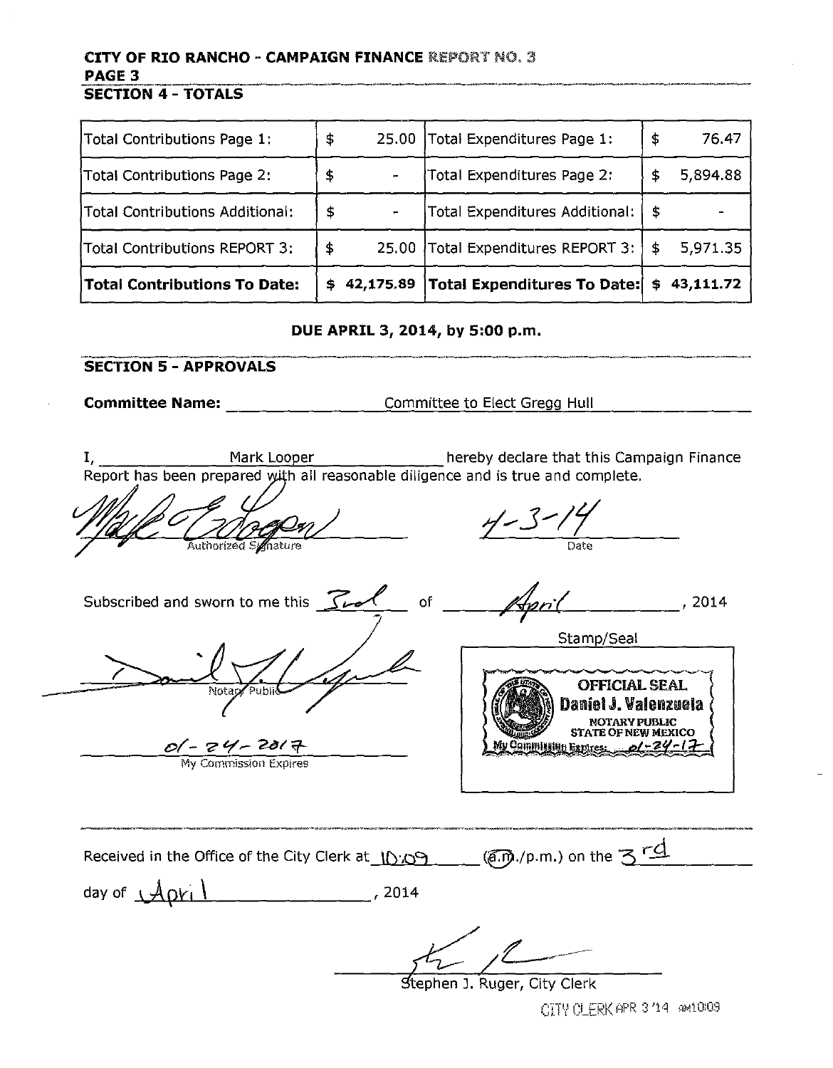**CITY OF RIO RANCHO - CAMPAIGN FINANCE REPORT NO. 3**
**PAGE 3**

## SECTION 4 - TOTALS

| | | | |
|---|---|---|---|
| Total Contributions Page 1: | $ 25.00 | Total Expenditures Page 1: | $ 76.47 |
| Total Contributions Page 2: | $ - | Total Expenditures Page 2: | $ 5,894.88 |
| Total Contributions Additional: | $ - | Total Expenditures Additional: | $ - |
| Total Contributions REPORT 3: | $ 25.00 | Total Expenditures REPORT 3: | $ 5,971.35 |
| **Total Contributions To Date:** | **$ 42,175.89** | **Total Expenditures To Date:** | **$ 43,111.72** |

**DUE APRIL 3, 2014, by 5:00 p.m.**

## SECTION 5 - APPROVALS

**Committee Name:** Committee to Elect Gregg Hull

I, Mark Looper hereby declare that this Campaign Finance Report has been prepared with all reasonable diligence and is true and complete.

[Signature]
Authorized Signature

4-3-14
Date

Subscribed and sworn to me this 3rd of April, 2014

[Signature]
Notary Public

01-24-2017
My Commission Expires

Stamp/Seal

OFFICIAL SEAL
Daniel J. Valenzuela
NOTARY PUBLIC
STATE OF NEW MEXICO
My Commission Expires: 01-24-17

Received in the Office of the City Clerk at 10:09 (a.m./p.m.) on the 3rd day of April, 2014

[Signature]
Stephen J. Ruger, City Clerk

CITY CLERK APR 3 '14 AM10:09